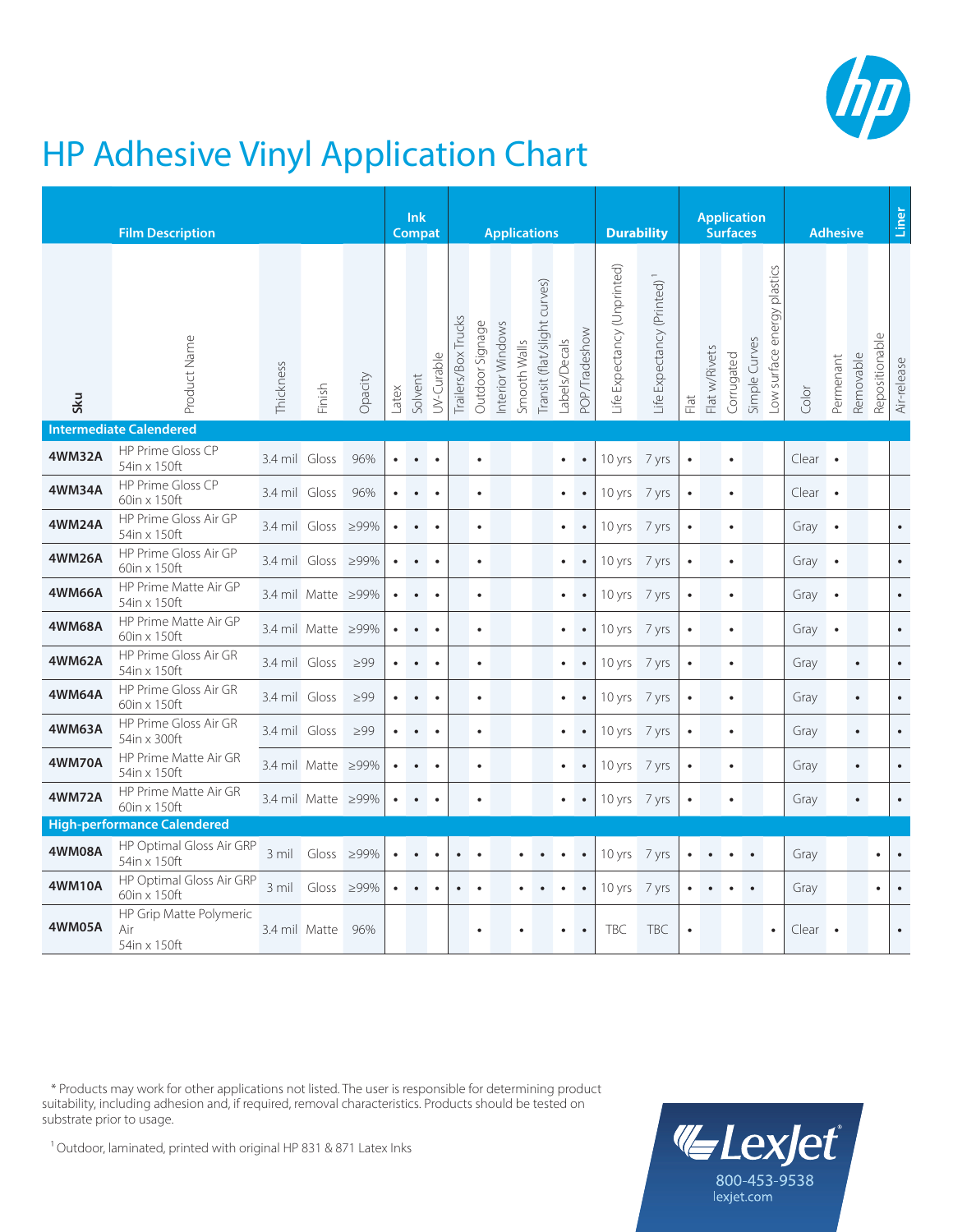# HP Adhesive Vinyl Application Chart

| Film Description | | | | | Ink Compat | | | Applications | | | | | | | Durability | | Application Surfaces | | | | | Adhesive | | | | Liner |
|---|---|---|---|---|---|---|---|---|---|---|---|---|---|---|---|---|---|---|---|---|---|---|---|---|---|---|
| **Sku** | Product Name | Thickness | Finish | Opacity | Latex | Solvent | UV-Curable | Trailers/Box Trucks | Outdoor Signage | Interior Windows | Smooth Walls | Transit (flat/slight curves) | Labels/Decals | POP/Tradeshow | Life Expectancy (Unprinted) | Life Expectancy (Printed)[1] | Flat | Flat w/Rivets | Corrugated | Simple Curves | Low surface energy plastics | Color | Permanent | Removable | Repositionable | Air-release |
| **Intermediate Calendered** | | | | | | | | | | | | | | | | | | | | | | | | | | |
| **4WM32A** | HP Prime Gloss CP 54in x 150ft | 3.4 mil | Gloss | 96% | • | • | • | | • | | | | • | • | 10 yrs | 7 yrs | • | | • | | | Clear | • | | | |
| **4WM34A** | HP Prime Gloss CP 60in x 150ft | 3.4 mil | Gloss | 96% | • | • | • | | • | | | | • | • | 10 yrs | 7 yrs | • | | • | | | Clear | • | | | |
| **4WM24A** | HP Prime Gloss Air GP 54in x 150ft | 3.4 mil | Gloss | ≥99% | • | • | • | | • | | | | • | • | 10 yrs | 7 yrs | • | | • | | | Gray | • | | | • |
| **4WM26A** | HP Prime Gloss Air GP 60in x 150ft | 3.4 mil | Gloss | ≥99% | • | • | • | | • | | | | • | • | 10 yrs | 7 yrs | • | | • | | | Gray | • | | | • |
| **4WM66A** | HP Prime Matte Air GP 54in x 150ft | 3.4 mil | Matte | ≥99% | • | • | • | | • | | | | • | • | 10 yrs | 7 yrs | • | | • | | | Gray | • | | | • |
| **4WM68A** | HP Prime Matte Air GP 60in x 150ft | 3.4 mil | Matte | ≥99% | • | • | • | | • | | | | • | • | 10 yrs | 7 yrs | • | | • | | | Gray | • | | | • |
| **4WM62A** | HP Prime Gloss Air GR 54in x 150ft | 3.4 mil | Gloss | ≥99 | • | • | • | | • | | | | • | • | 10 yrs | 7 yrs | • | | • | | | Gray | | • | | • |
| **4WM64A** | HP Prime Gloss Air GR 60in x 150ft | 3.4 mil | Gloss | ≥99 | • | • | • | | • | | | | • | • | 10 yrs | 7 yrs | • | | • | | | Gray | | • | | • |
| **4WM63A** | HP Prime Gloss Air GR 54in x 300ft | 3.4 mil | Gloss | ≥99 | • | • | • | | • | | | | • | • | 10 yrs | 7 yrs | • | | • | | | Gray | | • | | • |
| **4WM70A** | HP Prime Matte Air GR 54in x 150ft | 3.4 mil | Matte | ≥99% | • | • | • | | • | | | | • | • | 10 yrs | 7 yrs | • | | • | | | Gray | | • | | • |
| **4WM72A** | HP Prime Matte Air GR 60in x 150ft | 3.4 mil | Matte | ≥99% | • | • | • | | • | | | | • | • | 10 yrs | 7 yrs | • | | • | | | Gray | | • | | • |
| **High-performance Calendered** | | | | | | | | | | | | | | | | | | | | | | | | | | |
| **4WM08A** | HP Optimal Gloss Air GRP 54in x 150ft | 3 mil | Gloss | ≥99% | • | • | • | • | • | | • | • | • | • | 10 yrs | 7 yrs | • | • | • | • | | Gray | | | • | • |
| **4WM10A** | HP Optimal Gloss Air GRP 60in x 150ft | 3 mil | Gloss | ≥99% | • | • | • | • | • | | • | • | • | • | 10 yrs | 7 yrs | • | • | • | • | | Gray | | | • | • |
| **4WM05A** | HP Grip Matte Polymeric Air 54in x 150ft | 3.4 mil | Matte | 96% | | | | | • | | • | | • | • | TBC | TBC | • | | | | • | Clear | • | | | • |

* Products may work for other applications not listed. The user is responsible for determining product suitability, including adhesion and, if required, removal characteristics. Products should be tested on substrate prior to usage.

[1] Outdoor, laminated, printed with original HP 831 & 871 Latex Inks

LexJet
800-453-9538
lexjet.com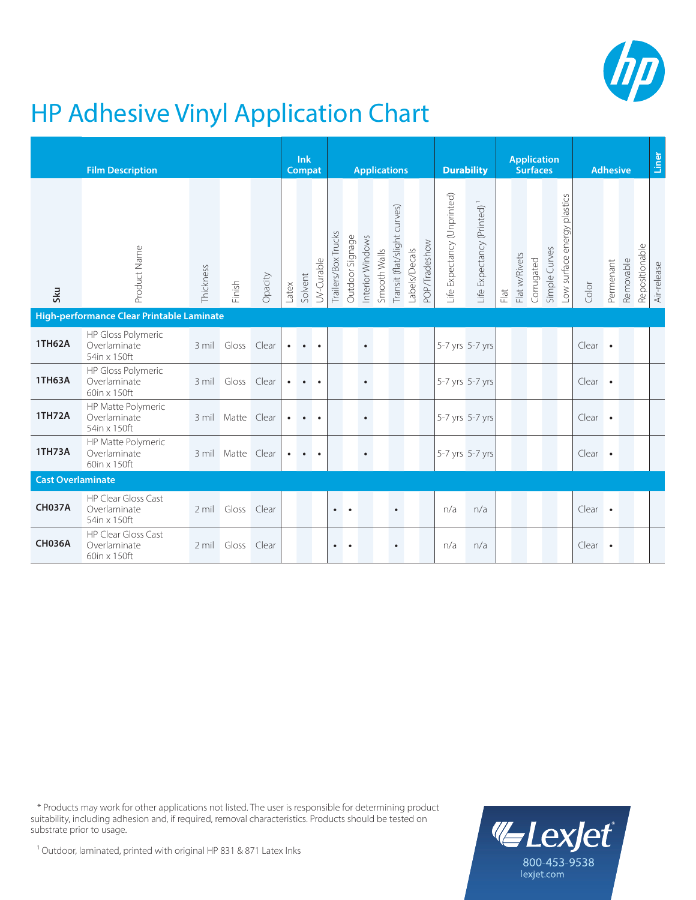# HP Adhesive Vinyl Application Chart

| Film Description | | | | | Ink Compat | | | Applications | | | | | | | Durability | | Application Surfaces | | | | | Adhesive | | | | Liner |
|---|---|---|---|---|---|---|---|---|---|---|---|---|---|---|---|---|---|---|---|---|---|---|---|---|---|---|
| Sku | Product Name | Thickness | Finish | Opacity | Latex | Solvent | UV-Curable | Trailers/Box Trucks | Outdoor Signage | Interior Windows | Smooth Walls | Transit (flat/slight curves) | Labels/Decals | POP/Tradeshow | Life Expectancy (Unprinted) | Life Expectancy (Printed) [1] | Flat | Flat w/Rivets | Corrugated | Simple Curves | Low surface energy plastics | Color | Permenant | Removable | Repositionable | Air-release |
| **High-performance Clear Printable Laminate** | | | | | | | | | | | | | | | | | | | | | | | | | | |
| **1TH62A** | HP Gloss Polymeric Overlaminate 54in x 150ft | 3 mil | Gloss | Clear | • | • | • | | | • | | | | | 5-7 yrs | 5-7 yrs | | | | | | Clear | • | | | |
| **1TH63A** | HP Gloss Polymeric Overlaminate 60in x 150ft | 3 mil | Gloss | Clear | • | • | • | | | • | | | | | 5-7 yrs | 5-7 yrs | | | | | | Clear | • | | | |
| **1TH72A** | HP Matte Polymeric Overlaminate 54in x 150ft | 3 mil | Matte | Clear | • | • | • | | | • | | | | | 5-7 yrs | 5-7 yrs | | | | | | Clear | • | | | |
| **1TH73A** | HP Matte Polymeric Overlaminate 60in x 150ft | 3 mil | Matte | Clear | • | • | • | | | • | | | | | 5-7 yrs | 5-7 yrs | | | | | | Clear | • | | | |
| **Cast Overlaminate** | | | | | | | | | | | | | | | | | | | | | | | | | | |
| **CH037A** | HP Clear Gloss Cast Overlaminate 54in x 150ft | 2 mil | Gloss | Clear | | | | • | • | | | • | | | n/a | n/a | | | | | | Clear | • | | | |
| **CH036A** | HP Clear Gloss Cast Overlaminate 60in x 150ft | 2 mil | Gloss | Clear | | | | • | • | | | • | | | n/a | n/a | | | | | | Clear | • | | | |

\* Products may work for other applications not listed. The user is responsible for determining product suitability, including adhesion and, if required, removal characteristics. Products should be tested on substrate prior to usage.

[1] Outdoor, laminated, printed with original HP 831 & 871 Latex Inks

LexJet
800-453-9538
lexjet.com